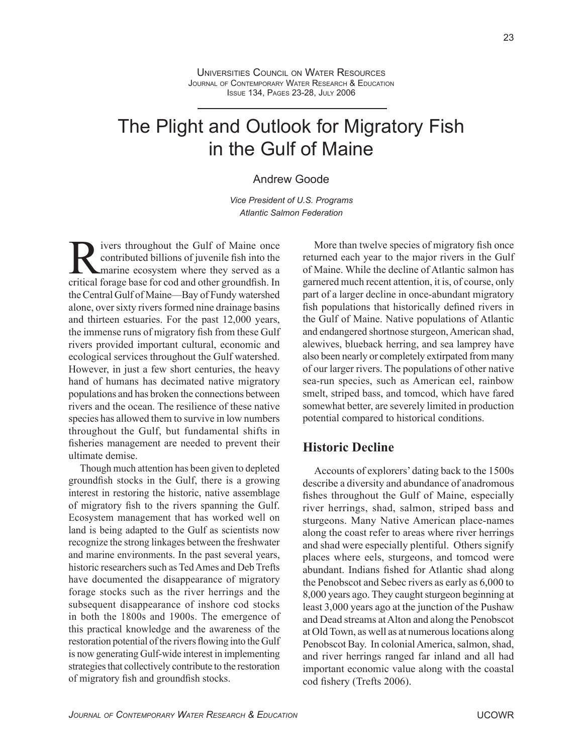# The Plight and Outlook for Migratory Fish in the Gulf of Maine

Andrew Goode

*Vice President of U.S. Programs*
*Atlantic Salmon Federation*

Rivers throughout the Gulf of Maine once contributed billions of juvenile fish into the marine ecosystem where they served as a critical forage base for cod and other groundfish. In the Central Gulf of Maine—Bay of Fundy watershed alone, over sixty rivers formed nine drainage basins and thirteen estuaries. For the past 12,000 years, the immense runs of migratory fish from these Gulf rivers provided important cultural, economic and ecological services throughout the Gulf watershed. However, in just a few short centuries, the heavy hand of humans has decimated native migratory populations and has broken the connections between rivers and the ocean. The resilience of these native species has allowed them to survive in low numbers throughout the Gulf, but fundamental shifts in fisheries management are needed to prevent their ultimate demise.

Though much attention has been given to depleted groundfish stocks in the Gulf, there is a growing interest in restoring the historic, native assemblage of migratory fish to the rivers spanning the Gulf. Ecosystem management that has worked well on land is being adapted to the Gulf as scientists now recognize the strong linkages between the freshwater and marine environments. In the past several years, historic researchers such as Ted Ames and Deb Trefts have documented the disappearance of migratory forage stocks such as the river herrings and the subsequent disappearance of inshore cod stocks in both the 1800s and 1900s. The emergence of this practical knowledge and the awareness of the restoration potential of the rivers flowing into the Gulf is now generating Gulf-wide interest in implementing strategies that collectively contribute to the restoration of migratory fish and groundfish stocks.

More than twelve species of migratory fish once returned each year to the major rivers in the Gulf of Maine. While the decline of Atlantic salmon has garnered much recent attention, it is, of course, only part of a larger decline in once-abundant migratory fish populations that historically defined rivers in the Gulf of Maine. Native populations of Atlantic and endangered shortnose sturgeon, American shad, alewives, blueback herring, and sea lamprey have also been nearly or completely extirpated from many of our larger rivers. The populations of other native sea-run species, such as American eel, rainbow smelt, striped bass, and tomcod, which have fared somewhat better, are severely limited in production potential compared to historical conditions.

## Historic Decline

Accounts of explorers' dating back to the 1500s describe a diversity and abundance of anadromous fishes throughout the Gulf of Maine, especially river herrings, shad, salmon, striped bass and sturgeons. Many Native American place-names along the coast refer to areas where river herrings and shad were especially plentiful. Others signify places where eels, sturgeons, and tomcod were abundant. Indians fished for Atlantic shad along the Penobscot and Sebec rivers as early as 6,000 to 8,000 years ago. They caught sturgeon beginning at least 3,000 years ago at the junction of the Pushaw and Dead streams at Alton and along the Penobscot at Old Town, as well as at numerous locations along Penobscot Bay. In colonial America, salmon, shad, and river herrings ranged far inland and all had important economic value along with the coastal cod fishery (Trefts 2006).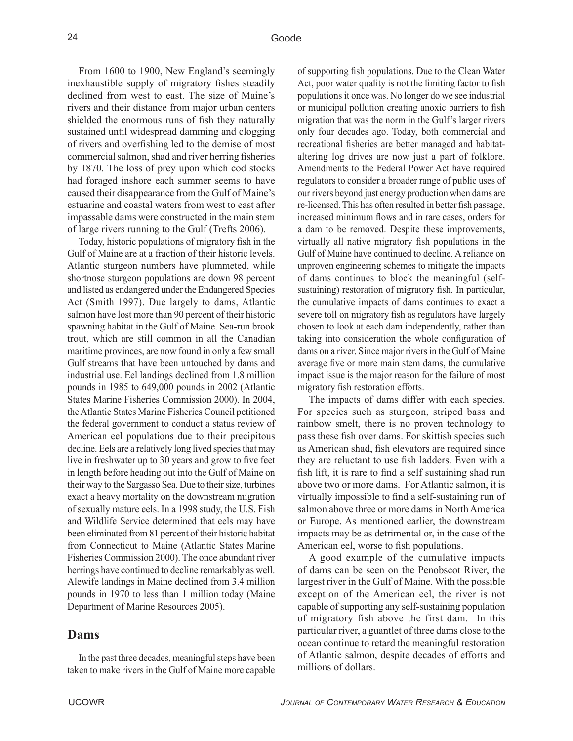From 1600 to 1900, New England's seemingly inexhaustible supply of migratory fishes steadily declined from west to east. The size of Maine's rivers and their distance from major urban centers shielded the enormous runs of fish they naturally sustained until widespread damming and clogging of rivers and overfishing led to the demise of most commercial salmon, shad and river herring fisheries by 1870. The loss of prey upon which cod stocks had foraged inshore each summer seems to have caused their disappearance from the Gulf of Maine's estuarine and coastal waters from west to east after impassable dams were constructed in the main stem of large rivers running to the Gulf (Trefts 2006).

Today, historic populations of migratory fish in the Gulf of Maine are at a fraction of their historic levels. Atlantic sturgeon numbers have plummeted, while shortnose sturgeon populations are down 98 percent and listed as endangered under the Endangered Species Act (Smith 1997). Due largely to dams, Atlantic salmon have lost more than 90 percent of their historic spawning habitat in the Gulf of Maine. Sea-run brook trout, which are still common in all the Canadian maritime provinces, are now found in only a few small Gulf streams that have been untouched by dams and industrial use. Eel landings declined from 1.8 million pounds in 1985 to 649,000 pounds in 2002 (Atlantic States Marine Fisheries Commission 2000). In 2004, the Atlantic States Marine Fisheries Council petitioned the federal government to conduct a status review of American eel populations due to their precipitous decline. Eels are a relatively long lived species that may live in freshwater up to 30 years and grow to five feet in length before heading out into the Gulf of Maine on their way to the Sargasso Sea. Due to their size, turbines exact a heavy mortality on the downstream migration of sexually mature eels. In a 1998 study, the U.S. Fish and Wildlife Service determined that eels may have been eliminated from 81 percent of their historic habitat from Connecticut to Maine (Atlantic States Marine Fisheries Commission 2000). The once abundant river herrings have continued to decline remarkably as well. Alewife landings in Maine declined from 3.4 million pounds in 1970 to less than 1 million today (Maine Department of Marine Resources 2005).

## Dams

In the past three decades, meaningful steps have been taken to make rivers in the Gulf of Maine more capable of supporting fish populations. Due to the Clean Water Act, poor water quality is not the limiting factor to fish populations it once was. No longer do we see industrial or municipal pollution creating anoxic barriers to fish migration that was the norm in the Gulf's larger rivers only four decades ago. Today, both commercial and recreational fisheries are better managed and habitat-altering log drives are now just a part of folklore. Amendments to the Federal Power Act have required regulators to consider a broader range of public uses of our rivers beyond just energy production when dams are re-licensed. This has often resulted in better fish passage, increased minimum flows and in rare cases, orders for a dam to be removed. Despite these improvements, virtually all native migratory fish populations in the Gulf of Maine have continued to decline. A reliance on unproven engineering schemes to mitigate the impacts of dams continues to block the meaningful (self-sustaining) restoration of migratory fish. In particular, the cumulative impacts of dams continues to exact a severe toll on migratory fish as regulators have largely chosen to look at each dam independently, rather than taking into consideration the whole configuration of dams on a river. Since major rivers in the Gulf of Maine average five or more main stem dams, the cumulative impact issue is the major reason for the failure of most migratory fish restoration efforts.

The impacts of dams differ with each species. For species such as sturgeon, striped bass and rainbow smelt, there is no proven technology to pass these fish over dams. For skittish species such as American shad, fish elevators are required since they are reluctant to use fish ladders. Even with a fish lift, it is rare to find a self sustaining shad run above two or more dams. For Atlantic salmon, it is virtually impossible to find a self-sustaining run of salmon above three or more dams in North America or Europe. As mentioned earlier, the downstream impacts may be as detrimental or, in the case of the American eel, worse to fish populations.

A good example of the cumulative impacts of dams can be seen on the Penobscot River, the largest river in the Gulf of Maine. With the possible exception of the American eel, the river is not capable of supporting any self-sustaining population of migratory fish above the first dam. In this particular river, a guantlet of three dams close to the ocean continue to retard the meaningful restoration of Atlantic salmon, despite decades of efforts and millions of dollars.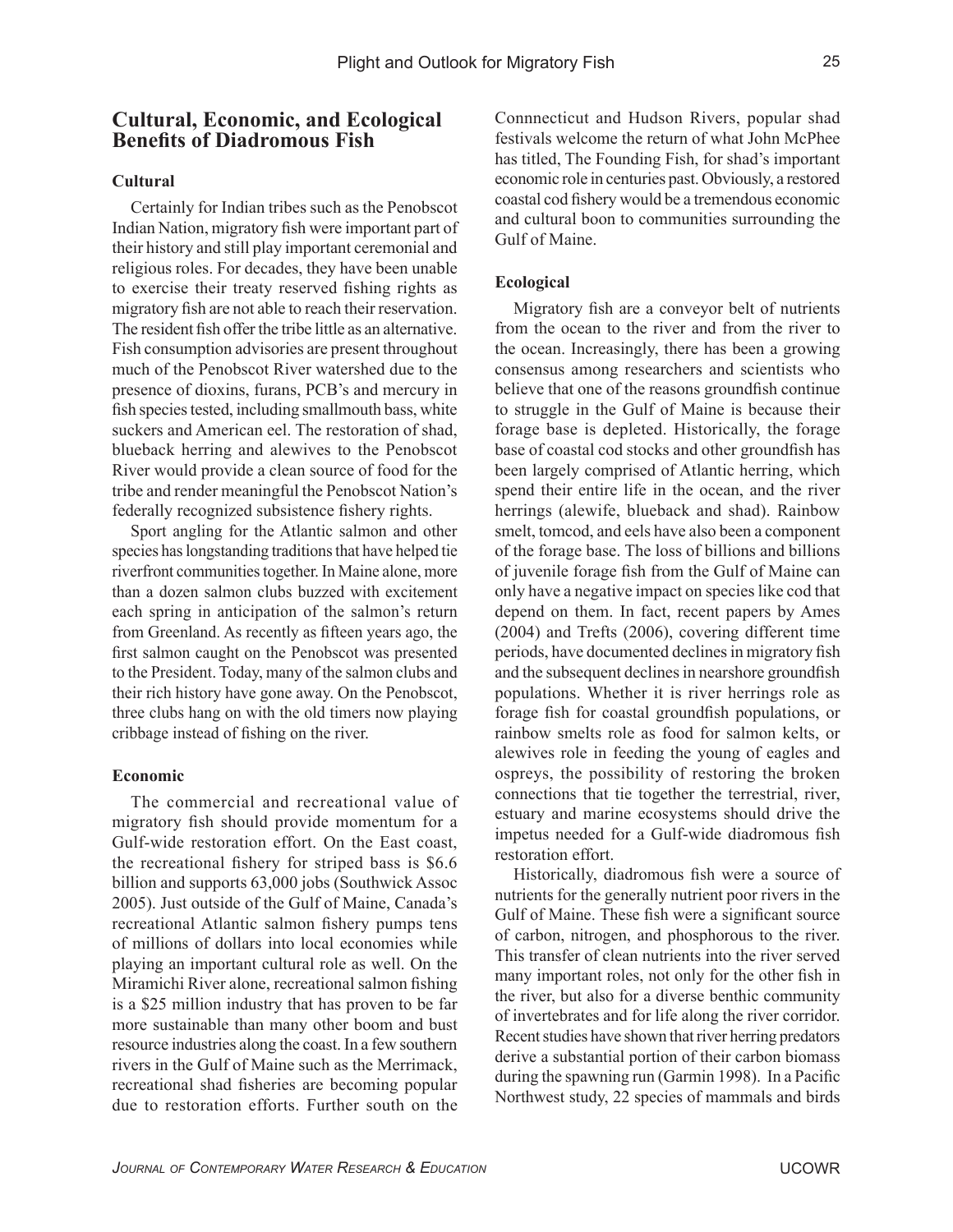## Cultural, Economic, and Ecological Benefits of Diadromous Fish

### Cultural

Certainly for Indian tribes such as the Penobscot Indian Nation, migratory fish were important part of their history and still play important ceremonial and religious roles. For decades, they have been unable to exercise their treaty reserved fishing rights as migratory fish are not able to reach their reservation. The resident fish offer the tribe little as an alternative. Fish consumption advisories are present throughout much of the Penobscot River watershed due to the presence of dioxins, furans, PCB's and mercury in fish species tested, including smallmouth bass, white suckers and American eel. The restoration of shad, blueback herring and alewives to the Penobscot River would provide a clean source of food for the tribe and render meaningful the Penobscot Nation's federally recognized subsistence fishery rights.

Sport angling for the Atlantic salmon and other species has longstanding traditions that have helped tie riverfront communities together. In Maine alone, more than a dozen salmon clubs buzzed with excitement each spring in anticipation of the salmon's return from Greenland. As recently as fifteen years ago, the first salmon caught on the Penobscot was presented to the President. Today, many of the salmon clubs and their rich history have gone away. On the Penobscot, three clubs hang on with the old timers now playing cribbage instead of fishing on the river.

### Economic

The commercial and recreational value of migratory fish should provide momentum for a Gulf-wide restoration effort. On the East coast, the recreational fishery for striped bass is $6.6 billion and supports 63,000 jobs (Southwick Assoc 2005). Just outside of the Gulf of Maine, Canada's recreational Atlantic salmon fishery pumps tens of millions of dollars into local economies while playing an important cultural role as well. On the Miramichi River alone, recreational salmon fishing is a $25 million industry that has proven to be far more sustainable than many other boom and bust resource industries along the coast. In a few southern rivers in the Gulf of Maine such as the Merrimack, recreational shad fisheries are becoming popular due to restoration efforts. Further south on the Connnecticut and Hudson Rivers, popular shad festivals welcome the return of what John McPhee has titled, The Founding Fish, for shad's important economic role in centuries past. Obviously, a restored coastal cod fishery would be a tremendous economic and cultural boon to communities surrounding the Gulf of Maine.

### Ecological

Migratory fish are a conveyor belt of nutrients from the ocean to the river and from the river to the ocean. Increasingly, there has been a growing consensus among researchers and scientists who believe that one of the reasons groundfish continue to struggle in the Gulf of Maine is because their forage base is depleted. Historically, the forage base of coastal cod stocks and other groundfish has been largely comprised of Atlantic herring, which spend their entire life in the ocean, and the river herrings (alewife, blueback and shad). Rainbow smelt, tomcod, and eels have also been a component of the forage base. The loss of billions and billions of juvenile forage fish from the Gulf of Maine can only have a negative impact on species like cod that depend on them. In fact, recent papers by Ames (2004) and Trefts (2006), covering different time periods, have documented declines in migratory fish and the subsequent declines in nearshore groundfish populations. Whether it is river herrings role as forage fish for coastal groundfish populations, or rainbow smelts role as food for salmon kelts, or alewives role in feeding the young of eagles and ospreys, the possibility of restoring the broken connections that tie together the terrestrial, river, estuary and marine ecosystems should drive the impetus needed for a Gulf-wide diadromous fish restoration effort.

Historically, diadromous fish were a source of nutrients for the generally nutrient poor rivers in the Gulf of Maine. These fish were a significant source of carbon, nitrogen, and phosphorous to the river. This transfer of clean nutrients into the river served many important roles, not only for the other fish in the river, but also for a diverse benthic community of invertebrates and for life along the river corridor. Recent studies have shown that river herring predators derive a substantial portion of their carbon biomass during the spawning run (Garmin 1998). In a Pacific Northwest study, 22 species of mammals and birds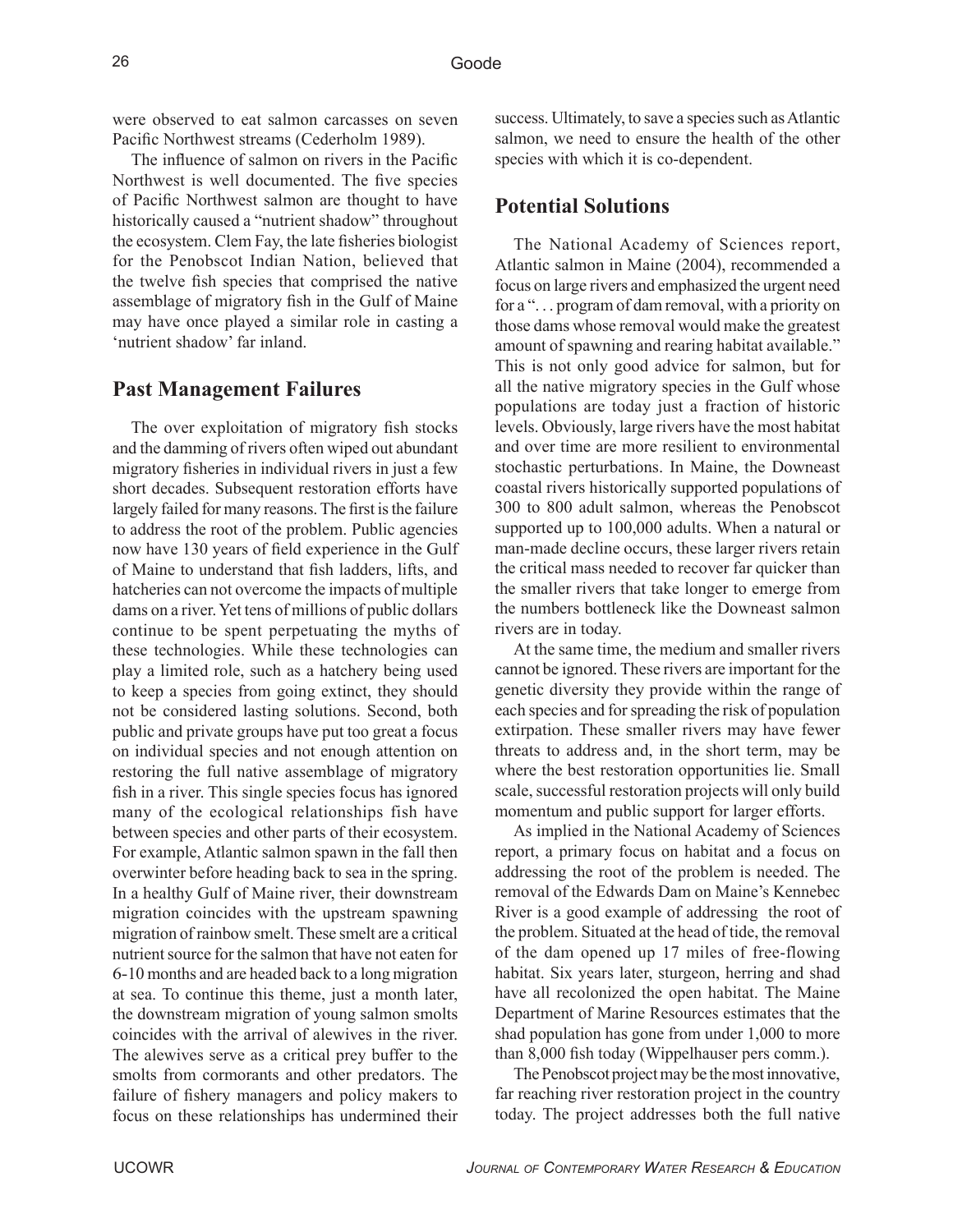were observed to eat salmon carcasses on seven Pacific Northwest streams (Cederholm 1989).

The influence of salmon on rivers in the Pacific Northwest is well documented. The five species of Pacific Northwest salmon are thought to have historically caused a "nutrient shadow" throughout the ecosystem. Clem Fay, the late fisheries biologist for the Penobscot Indian Nation, believed that the twelve fish species that comprised the native assemblage of migratory fish in the Gulf of Maine may have once played a similar role in casting a 'nutrient shadow' far inland.

## Past Management Failures

The over exploitation of migratory fish stocks and the damming of rivers often wiped out abundant migratory fisheries in individual rivers in just a few short decades. Subsequent restoration efforts have largely failed for many reasons. The first is the failure to address the root of the problem. Public agencies now have 130 years of field experience in the Gulf of Maine to understand that fish ladders, lifts, and hatcheries can not overcome the impacts of multiple dams on a river. Yet tens of millions of public dollars continue to be spent perpetuating the myths of these technologies. While these technologies can play a limited role, such as a hatchery being used to keep a species from going extinct, they should not be considered lasting solutions. Second, both public and private groups have put too great a focus on individual species and not enough attention on restoring the full native assemblage of migratory fish in a river. This single species focus has ignored many of the ecological relationships fish have between species and other parts of their ecosystem. For example, Atlantic salmon spawn in the fall then overwinter before heading back to sea in the spring. In a healthy Gulf of Maine river, their downstream migration coincides with the upstream spawning migration of rainbow smelt. These smelt are a critical nutrient source for the salmon that have not eaten for 6-10 months and are headed back to a long migration at sea. To continue this theme, just a month later, the downstream migration of young salmon smolts coincides with the arrival of alewives in the river. The alewives serve as a critical prey buffer to the smolts from cormorants and other predators. The failure of fishery managers and policy makers to focus on these relationships has undermined their success. Ultimately, to save a species such as Atlantic salmon, we need to ensure the health of the other species with which it is co-dependent.

## Potential Solutions

The National Academy of Sciences report, Atlantic salmon in Maine (2004), recommended a focus on large rivers and emphasized the urgent need for a ". . . program of dam removal, with a priority on those dams whose removal would make the greatest amount of spawning and rearing habitat available." This is not only good advice for salmon, but for all the native migratory species in the Gulf whose populations are today just a fraction of historic levels. Obviously, large rivers have the most habitat and over time are more resilient to environmental stochastic perturbations. In Maine, the Downeast coastal rivers historically supported populations of 300 to 800 adult salmon, whereas the Penobscot supported up to 100,000 adults. When a natural or man-made decline occurs, these larger rivers retain the critical mass needed to recover far quicker than the smaller rivers that take longer to emerge from the numbers bottleneck like the Downeast salmon rivers are in today.

At the same time, the medium and smaller rivers cannot be ignored. These rivers are important for the genetic diversity they provide within the range of each species and for spreading the risk of population extirpation. These smaller rivers may have fewer threats to address and, in the short term, may be where the best restoration opportunities lie. Small scale, successful restoration projects will only build momentum and public support for larger efforts.

As implied in the National Academy of Sciences report, a primary focus on habitat and a focus on addressing the root of the problem is needed. The removal of the Edwards Dam on Maine's Kennebec River is a good example of addressing the root of the problem. Situated at the head of tide, the removal of the dam opened up 17 miles of free-flowing habitat. Six years later, sturgeon, herring and shad have all recolonized the open habitat. The Maine Department of Marine Resources estimates that the shad population has gone from under 1,000 to more than 8,000 fish today (Wippelhauser pers comm.).

The Penobscot project may be the most innovative, far reaching river restoration project in the country today. The project addresses both the full native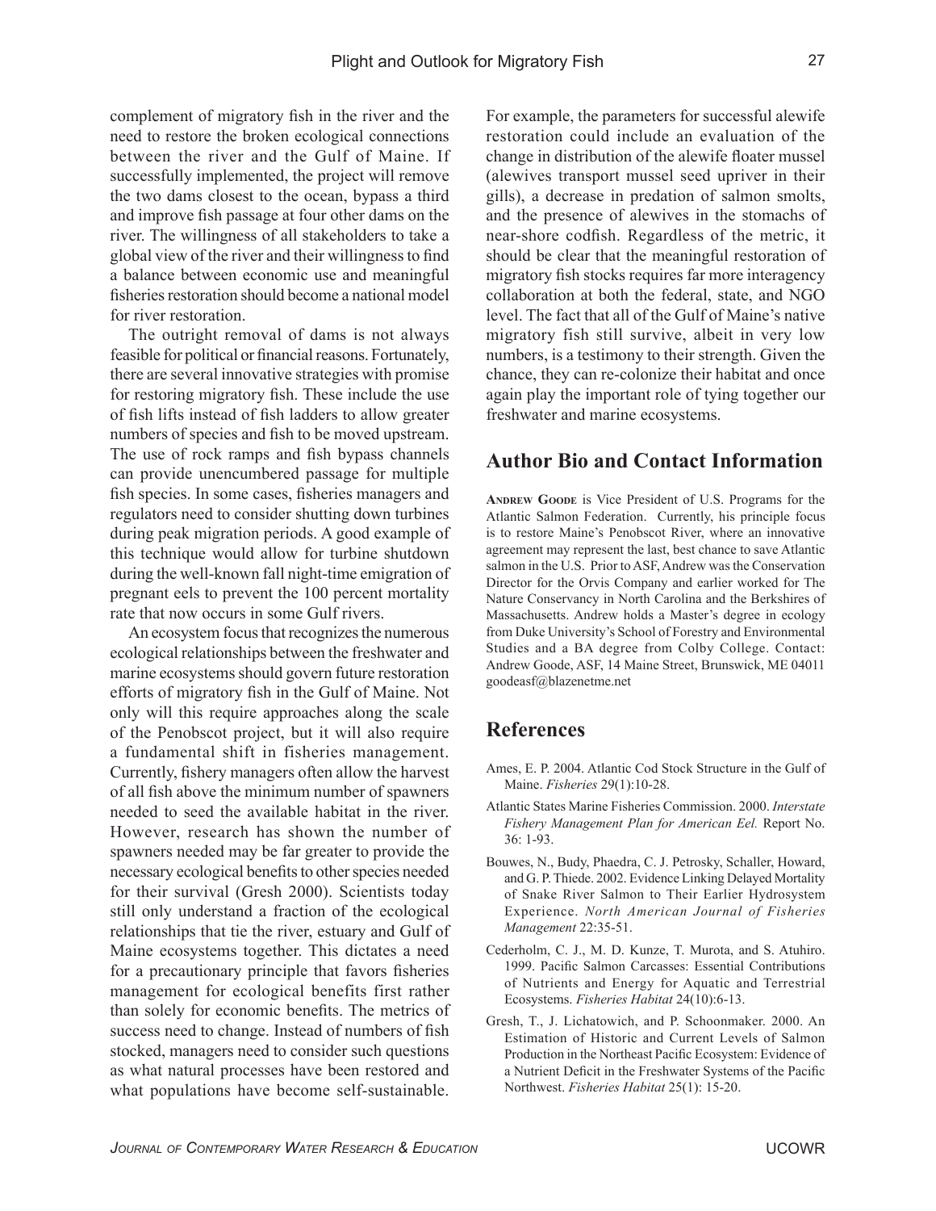complement of migratory fish in the river and the need to restore the broken ecological connections between the river and the Gulf of Maine. If successfully implemented, the project will remove the two dams closest to the ocean, bypass a third and improve fish passage at four other dams on the river. The willingness of all stakeholders to take a global view of the river and their willingness to find a balance between economic use and meaningful fisheries restoration should become a national model for river restoration.

The outright removal of dams is not always feasible for political or financial reasons. Fortunately, there are several innovative strategies with promise for restoring migratory fish. These include the use of fish lifts instead of fish ladders to allow greater numbers of species and fish to be moved upstream. The use of rock ramps and fish bypass channels can provide unencumbered passage for multiple fish species. In some cases, fisheries managers and regulators need to consider shutting down turbines during peak migration periods. A good example of this technique would allow for turbine shutdown during the well-known fall night-time emigration of pregnant eels to prevent the 100 percent mortality rate that now occurs in some Gulf rivers.

An ecosystem focus that recognizes the numerous ecological relationships between the freshwater and marine ecosystems should govern future restoration efforts of migratory fish in the Gulf of Maine. Not only will this require approaches along the scale of the Penobscot project, but it will also require a fundamental shift in fisheries management. Currently, fishery managers often allow the harvest of all fish above the minimum number of spawners needed to seed the available habitat in the river. However, research has shown the number of spawners needed may be far greater to provide the necessary ecological benefits to other species needed for their survival (Gresh 2000). Scientists today still only understand a fraction of the ecological relationships that tie the river, estuary and Gulf of Maine ecosystems together. This dictates a need for a precautionary principle that favors fisheries management for ecological benefits first rather than solely for economic benefits. The metrics of success need to change. Instead of numbers of fish stocked, managers need to consider such questions as what natural processes have been restored and what populations have become self-sustainable. For example, the parameters for successful alewife restoration could include an evaluation of the change in distribution of the alewife floater mussel (alewives transport mussel seed upriver in their gills), a decrease in predation of salmon smolts, and the presence of alewives in the stomachs of near-shore codfish. Regardless of the metric, it should be clear that the meaningful restoration of migratory fish stocks requires far more interagency collaboration at both the federal, state, and NGO level. The fact that all of the Gulf of Maine's native migratory fish still survive, albeit in very low numbers, is a testimony to their strength. Given the chance, they can re-colonize their habitat and once again play the important role of tying together our freshwater and marine ecosystems.

## Author Bio and Contact Information

**Andrew Goode** is Vice President of U.S. Programs for the Atlantic Salmon Federation. Currently, his principle focus is to restore Maine's Penobscot River, where an innovative agreement may represent the last, best chance to save Atlantic salmon in the U.S. Prior to ASF, Andrew was the Conservation Director for the Orvis Company and earlier worked for The Nature Conservancy in North Carolina and the Berkshires of Massachusetts. Andrew holds a Master's degree in ecology from Duke University's School of Forestry and Environmental Studies and a BA degree from Colby College. Contact: Andrew Goode, ASF, 14 Maine Street, Brunswick, ME 04011 goodeasf@blazenetme.net

## References

Ames, E. P. 2004. Atlantic Cod Stock Structure in the Gulf of Maine. *Fisheries* 29(1):10-28.

Atlantic States Marine Fisheries Commission. 2000. *Interstate Fishery Management Plan for American Eel.* Report No. 36: 1-93.

Bouwes, N., Budy, Phaedra, C. J. Petrosky, Schaller, Howard, and G. P. Thiede. 2002. Evidence Linking Delayed Mortality of Snake River Salmon to Their Earlier Hydrosystem Experience. *North American Journal of Fisheries Management* 22:35-51.

Cederholm, C. J., M. D. Kunze, T. Murota, and S. Atuhiro. 1999. Pacific Salmon Carcasses: Essential Contributions of Nutrients and Energy for Aquatic and Terrestrial Ecosystems. *Fisheries Habitat* 24(10):6-13.

Gresh, T., J. Lichatowich, and P. Schoonmaker. 2000. An Estimation of Historic and Current Levels of Salmon Production in the Northeast Pacific Ecosystem: Evidence of a Nutrient Deficit in the Freshwater Systems of the Pacific Northwest. *Fisheries Habitat* 25(1): 15-20.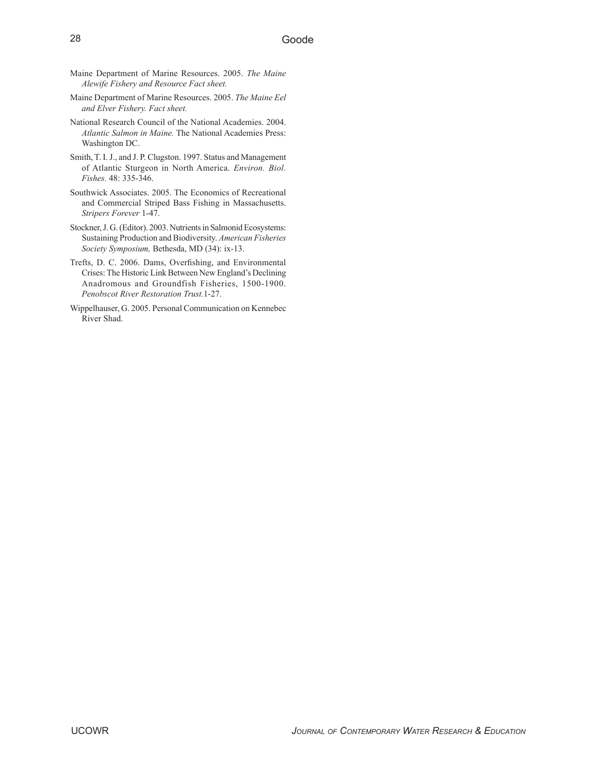Maine Department of Marine Resources. 2005. *The Maine Alewife Fishery and Resource Fact sheet.*

Maine Department of Marine Resources. 2005. *The Maine Eel and Elver Fishery. Fact sheet.*

National Research Council of the National Academies. 2004. *Atlantic Salmon in Maine.* The National Academies Press: Washington DC.

Smith, T. I. J., and J. P. Clugston. 1997. Status and Management of Atlantic Sturgeon in North America. *Environ. Biol. Fishes.* 48: 335-346.

Southwick Associates. 2005. The Economics of Recreational and Commercial Striped Bass Fishing in Massachusetts. *Stripers Forever* 1-47.

Stockner, J. G. (Editor). 2003. Nutrients in Salmonid Ecosystems: Sustaining Production and Biodiversity. *American Fisheries Society Symposium,* Bethesda, MD (34): ix-13.

Trefts, D. C. 2006. Dams, Overfishing, and Environmental Crises: The Historic Link Between New England's Declining Anadromous and Groundfish Fisheries, 1500-1900. *Penobscot River Restoration Trust.*1-27.

Wippelhauser, G. 2005. Personal Communication on Kennebec River Shad.